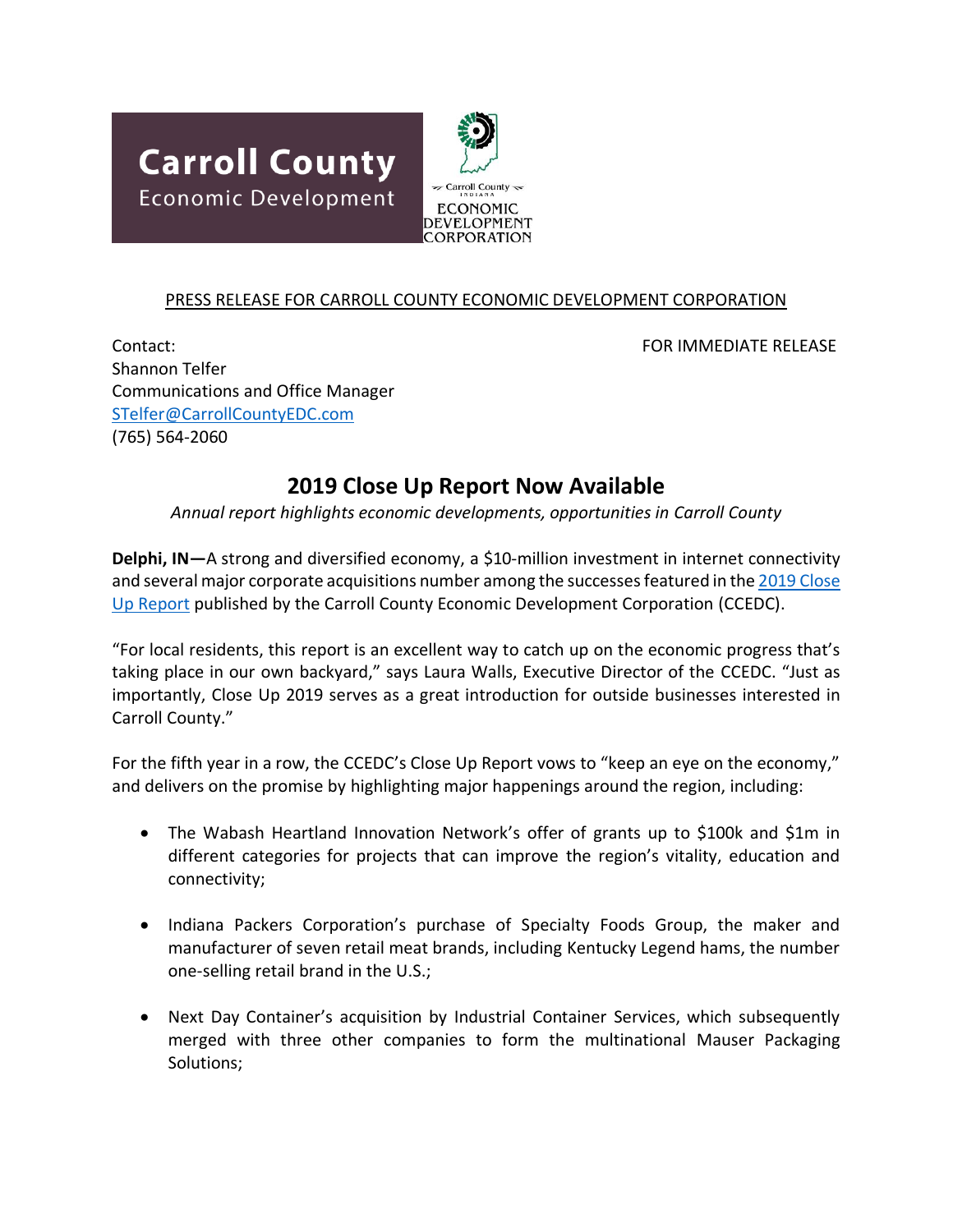Carroll County
Economic Development

Carroll County INDIANA
ECONOMIC DEVELOPMENT CORPORATION

PRESS RELEASE FOR CARROLL COUNTY ECONOMIC DEVELOPMENT CORPORATION

Contact:
Shannon Telfer
Communications and Office Manager
STelfer@CarrollCountyEDC.com
(765) 564-2060

FOR IMMEDIATE RELEASE

## 2019 Close Up Report Now Available

*Annual report highlights economic developments, opportunities in Carroll County*

**Delphi, IN—**A strong and diversified economy, a $10-million investment in internet connectivity and several major corporate acquisitions number among the successes featured in the 2019 Close Up Report published by the Carroll County Economic Development Corporation (CCEDC).

"For local residents, this report is an excellent way to catch up on the economic progress that's taking place in our own backyard," says Laura Walls, Executive Director of the CCEDC. "Just as importantly, Close Up 2019 serves as a great introduction for outside businesses interested in Carroll County."

For the fifth year in a row, the CCEDC's Close Up Report vows to "keep an eye on the economy," and delivers on the promise by highlighting major happenings around the region, including:

- The Wabash Heartland Innovation Network's offer of grants up to $100k and $1m in different categories for projects that can improve the region's vitality, education and connectivity;
- Indiana Packers Corporation's purchase of Specialty Foods Group, the maker and manufacturer of seven retail meat brands, including Kentucky Legend hams, the number one-selling retail brand in the U.S.;
- Next Day Container's acquisition by Industrial Container Services, which subsequently merged with three other companies to form the multinational Mauser Packaging Solutions;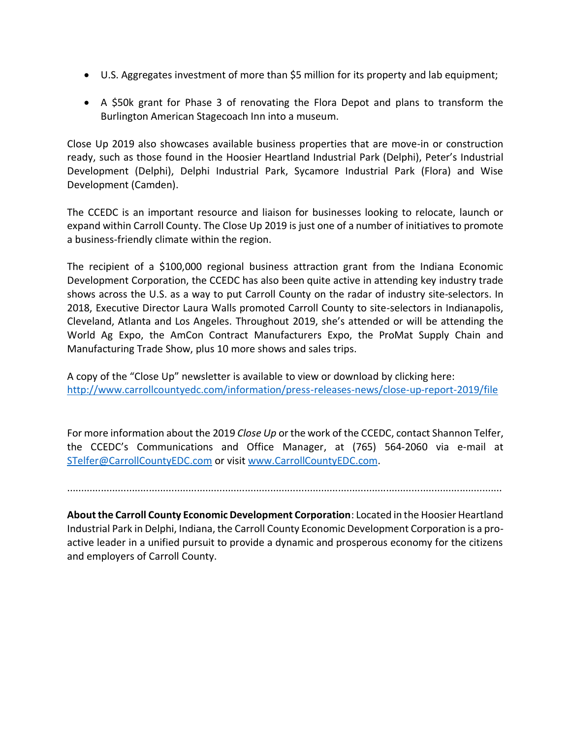- U.S. Aggregates investment of more than $5 million for its property and lab equipment;
- A $50k grant for Phase 3 of renovating the Flora Depot and plans to transform the Burlington American Stagecoach Inn into a museum.

Close Up 2019 also showcases available business properties that are move-in or construction ready, such as those found in the Hoosier Heartland Industrial Park (Delphi), Peter's Industrial Development (Delphi), Delphi Industrial Park, Sycamore Industrial Park (Flora) and Wise Development (Camden).

The CCEDC is an important resource and liaison for businesses looking to relocate, launch or expand within Carroll County. The Close Up 2019 is just one of a number of initiatives to promote a business-friendly climate within the region.

The recipient of a $100,000 regional business attraction grant from the Indiana Economic Development Corporation, the CCEDC has also been quite active in attending key industry trade shows across the U.S. as a way to put Carroll County on the radar of industry site-selectors. In 2018, Executive Director Laura Walls promoted Carroll County to site-selectors in Indianapolis, Cleveland, Atlanta and Los Angeles. Throughout 2019, she's attended or will be attending the World Ag Expo, the AmCon Contract Manufacturers Expo, the ProMat Supply Chain and Manufacturing Trade Show, plus 10 more shows and sales trips.

A copy of the "Close Up" newsletter is available to view or download by clicking here:
[http://www.carrollcountyedc.com/information/press-releases-news/close-up-report-2019/file](http://www.carrollcountyedc.com/information/press-releases-news/close-up-report-2019/file)

For more information about the 2019 *Close Up* or the work of the CCEDC, contact Shannon Telfer, the CCEDC's Communications and Office Manager, at (765) 564-2060 via e-mail at [STelfer@CarrollCountyEDC.com](mailto:STelfer@CarrollCountyEDC.com) or visit [www.CarrollCountyEDC.com](http://www.CarrollCountyEDC.com).

.............................................................................................................................................

**About the Carroll County Economic Development Corporation**: Located in the Hoosier Heartland Industrial Park in Delphi, Indiana, the Carroll County Economic Development Corporation is a pro-active leader in a unified pursuit to provide a dynamic and prosperous economy for the citizens and employers of Carroll County.